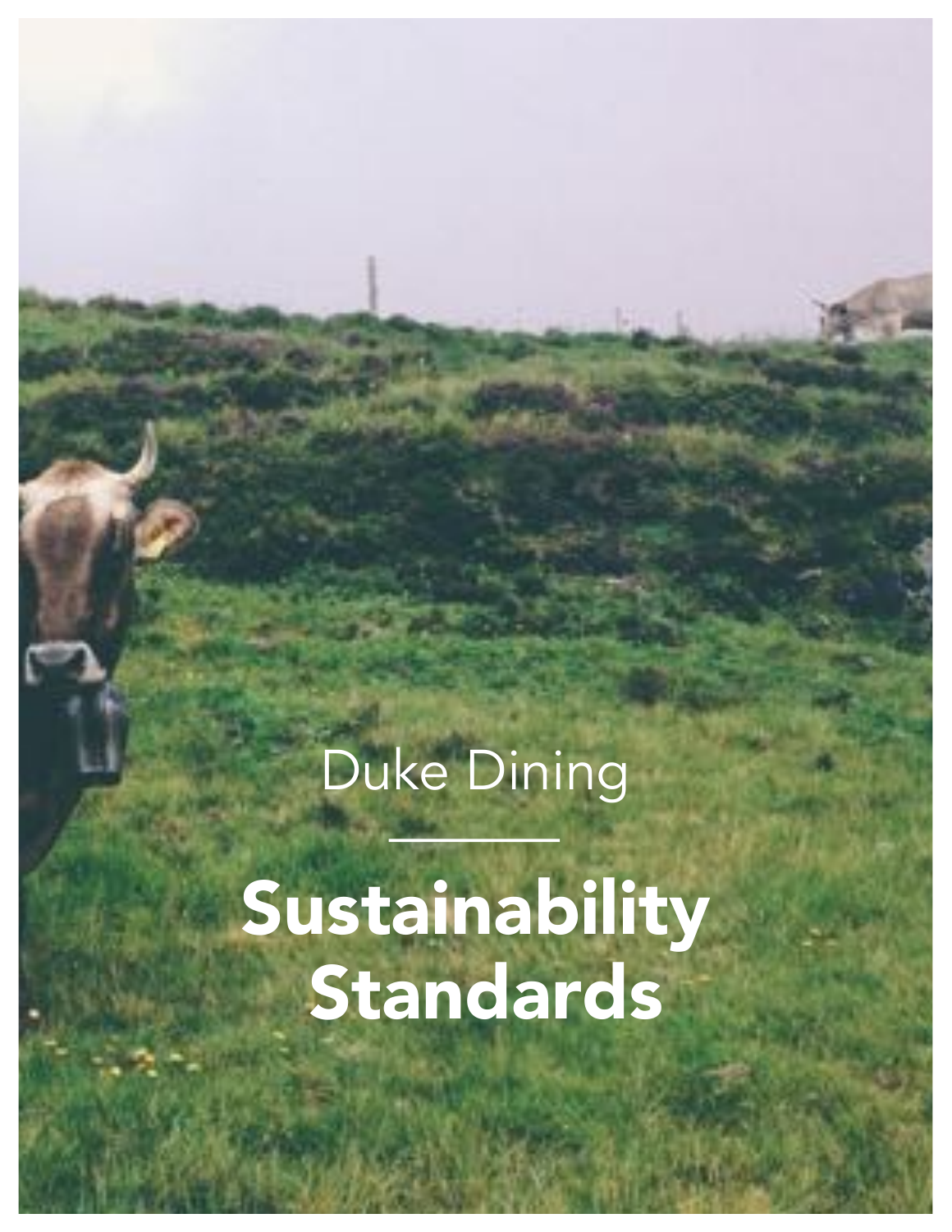Duke Dining

# Sustainability Standards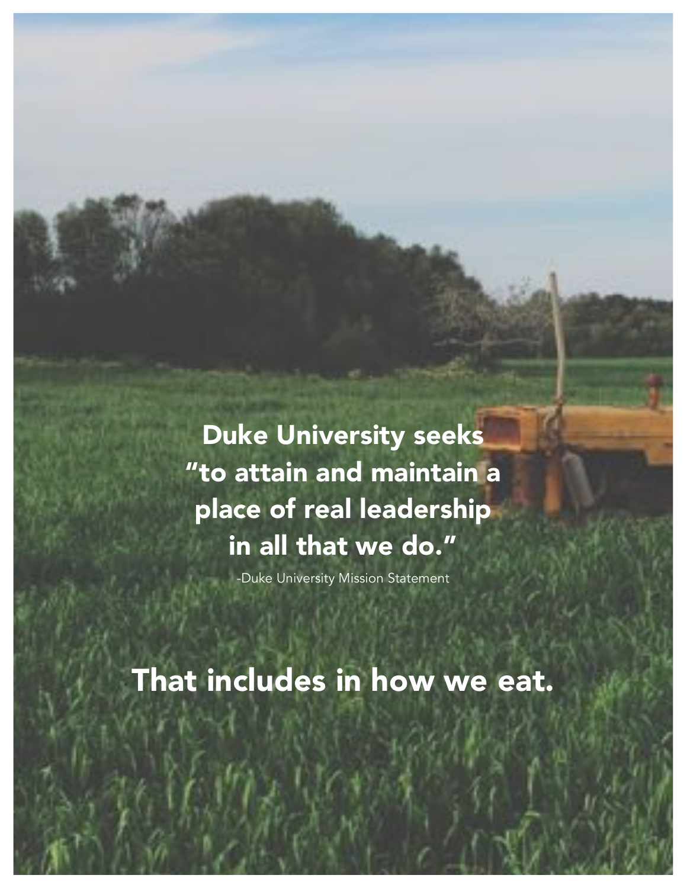**Duke University seeks "to attain and maintain a place of real leadership in all that we do."**

-Duke University Mission Statement

## That includes in how we eat.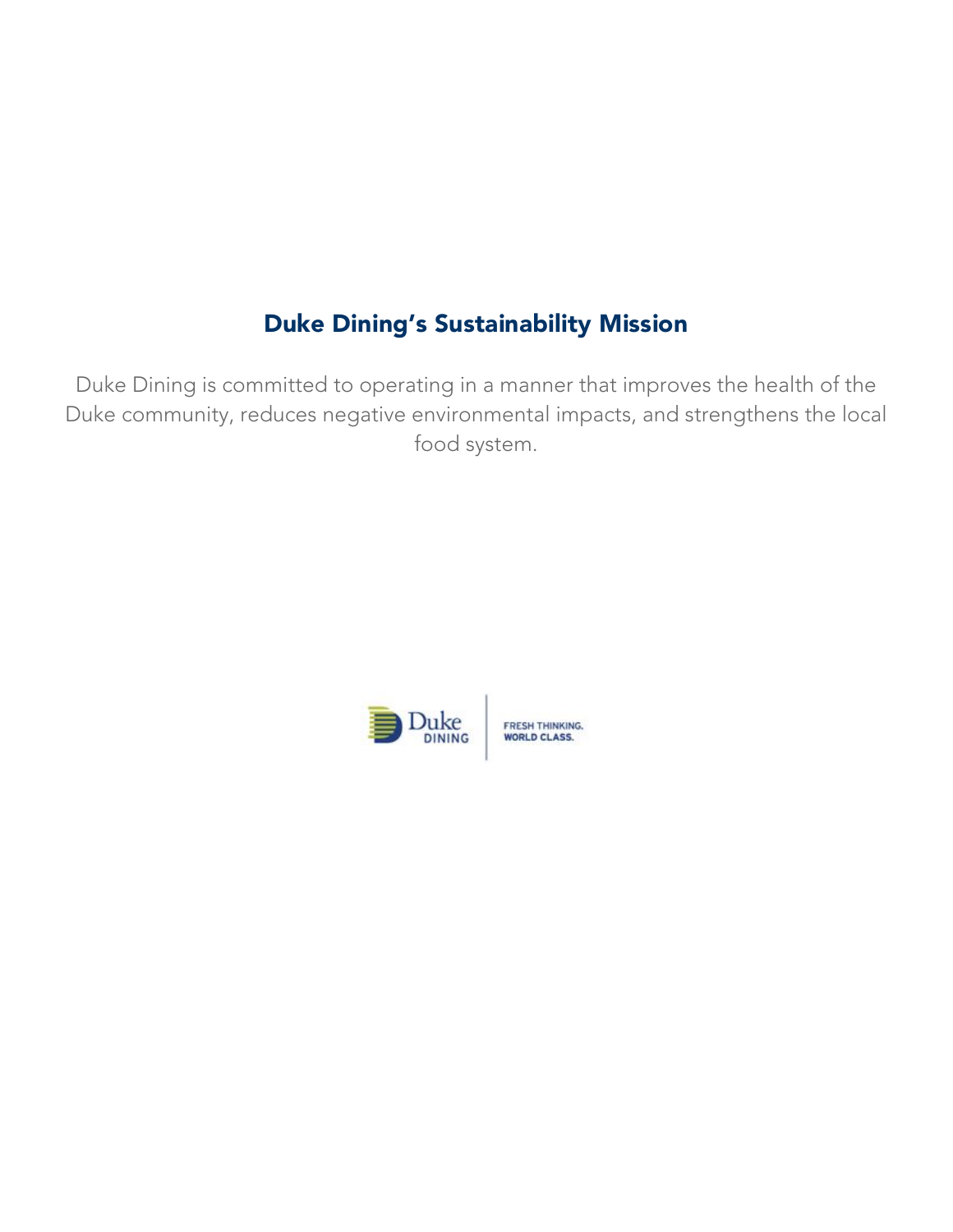## Duke Dining's Sustainability Mission

Duke Dining is committed to operating in a manner that improves the health of the Duke community, reduces negative environmental impacts, and strengthens the local food system.

Duke DINING | FRESH THINKING. WORLD CLASS.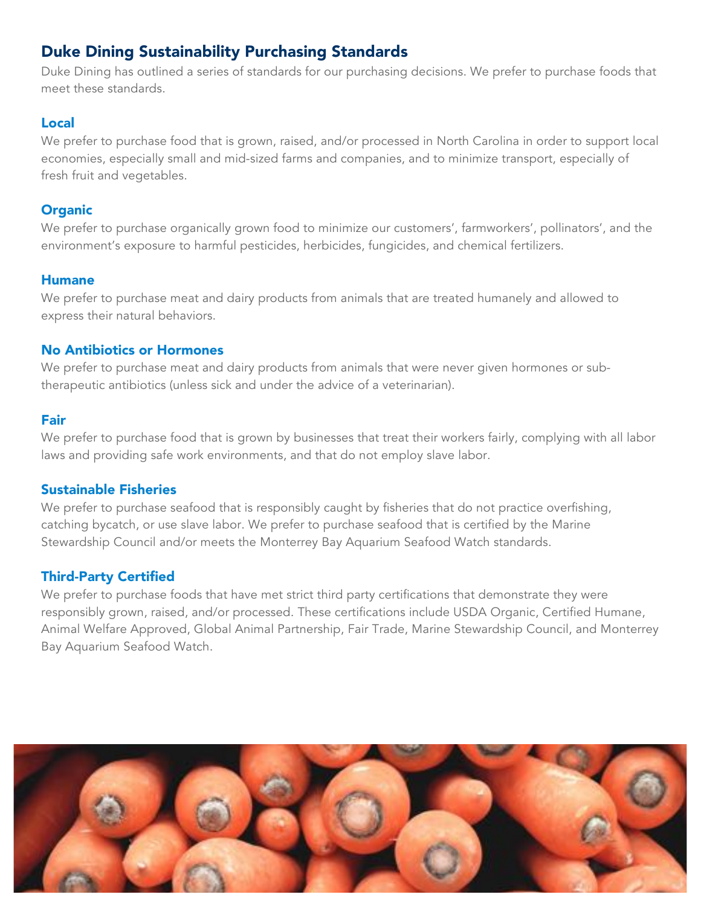## Duke Dining Sustainability Purchasing Standards

Duke Dining has outlined a series of standards for our purchasing decisions. We prefer to purchase foods that meet these standards.

### Local

We prefer to purchase food that is grown, raised, and/or processed in North Carolina in order to support local economies, especially small and mid-sized farms and companies, and to minimize transport, especially of fresh fruit and vegetables.

### Organic

We prefer to purchase organically grown food to minimize our customers', farmworkers', pollinators', and the environment's exposure to harmful pesticides, herbicides, fungicides, and chemical fertilizers.

### Humane

We prefer to purchase meat and dairy products from animals that are treated humanely and allowed to express their natural behaviors.

### No Antibiotics or Hormones

We prefer to purchase meat and dairy products from animals that were never given hormones or sub-therapeutic antibiotics (unless sick and under the advice of a veterinarian).

### Fair

We prefer to purchase food that is grown by businesses that treat their workers fairly, complying with all labor laws and providing safe work environments, and that do not employ slave labor.

### Sustainable Fisheries

We prefer to purchase seafood that is responsibly caught by fisheries that do not practice overfishing, catching bycatch, or use slave labor. We prefer to purchase seafood that is certified by the Marine Stewardship Council and/or meets the Monterrey Bay Aquarium Seafood Watch standards.

### Third-Party Certified

We prefer to purchase foods that have met strict third party certifications that demonstrate they were responsibly grown, raised, and/or processed. These certifications include USDA Organic, Certified Humane, Animal Welfare Approved, Global Animal Partnership, Fair Trade, Marine Stewardship Council, and Monterrey Bay Aquarium Seafood Watch.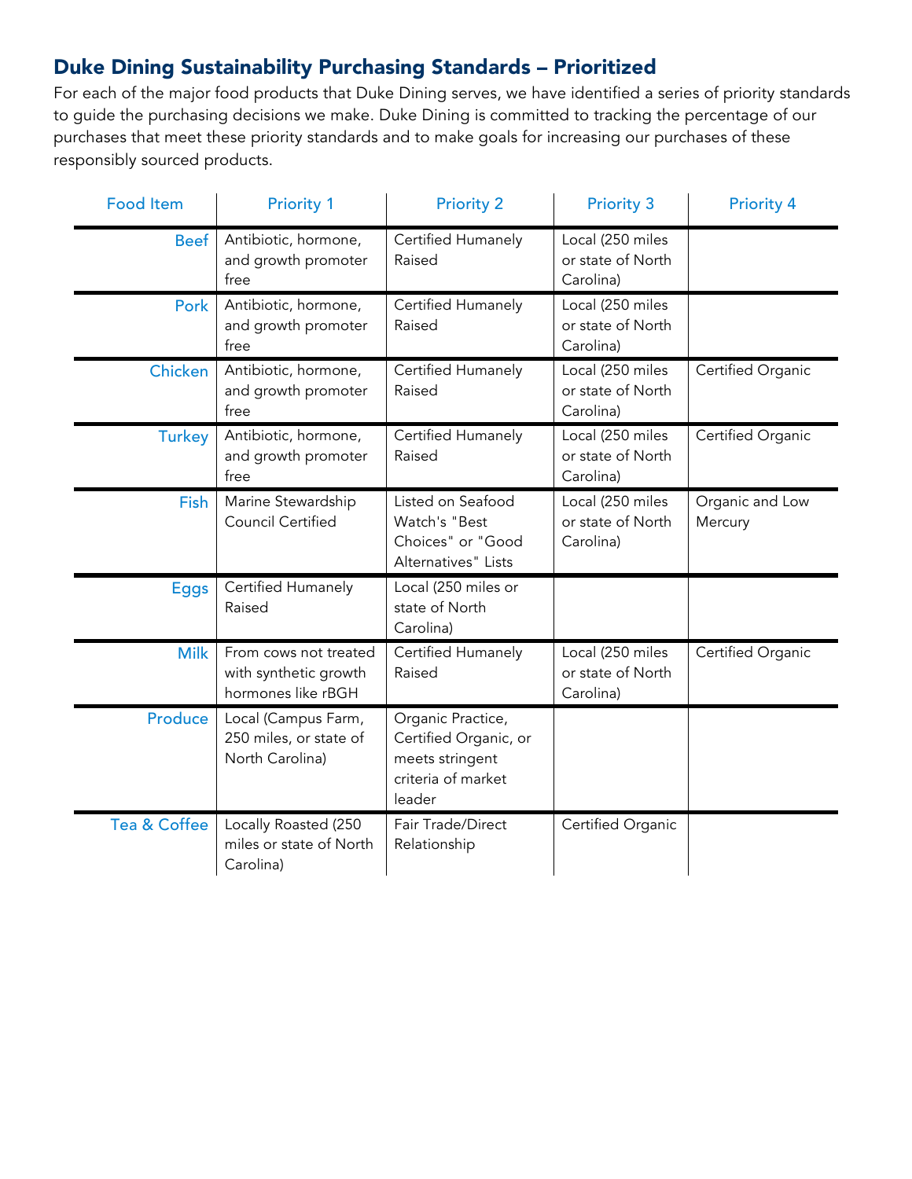## Duke Dining Sustainability Purchasing Standards – Prioritized

For each of the major food products that Duke Dining serves, we have identified a series of priority standards to guide the purchasing decisions we make. Duke Dining is committed to tracking the percentage of our purchases that meet these priority standards and to make goals for increasing our purchases of these responsibly sourced products.

| Food Item | Priority 1 | Priority 2 | Priority 3 | Priority 4 |
|---|---|---|---|---|
| Beef | Antibiotic, hormone, and growth promoter free | Certified Humanely Raised | Local (250 miles or state of North Carolina) | |
| Pork | Antibiotic, hormone, and growth promoter free | Certified Humanely Raised | Local (250 miles or state of North Carolina) | |
| Chicken | Antibiotic, hormone, and growth promoter free | Certified Humanely Raised | Local (250 miles or state of North Carolina) | Certified Organic |
| Turkey | Antibiotic, hormone, and growth promoter free | Certified Humanely Raised | Local (250 miles or state of North Carolina) | Certified Organic |
| Fish | Marine Stewardship Council Certified | Listed on Seafood Watch's "Best Choices" or "Good Alternatives" Lists | Local (250 miles or state of North Carolina) | Organic and Low Mercury |
| Eggs | Certified Humanely Raised | Local (250 miles or state of North Carolina) | | |
| Milk | From cows not treated with synthetic growth hormones like rBGH | Certified Humanely Raised | Local (250 miles or state of North Carolina) | Certified Organic |
| Produce | Local (Campus Farm, 250 miles, or state of North Carolina) | Organic Practice, Certified Organic, or meets stringent criteria of market leader | | |
| Tea & Coffee | Locally Roasted (250 miles or state of North Carolina) | Fair Trade/Direct Relationship | Certified Organic | |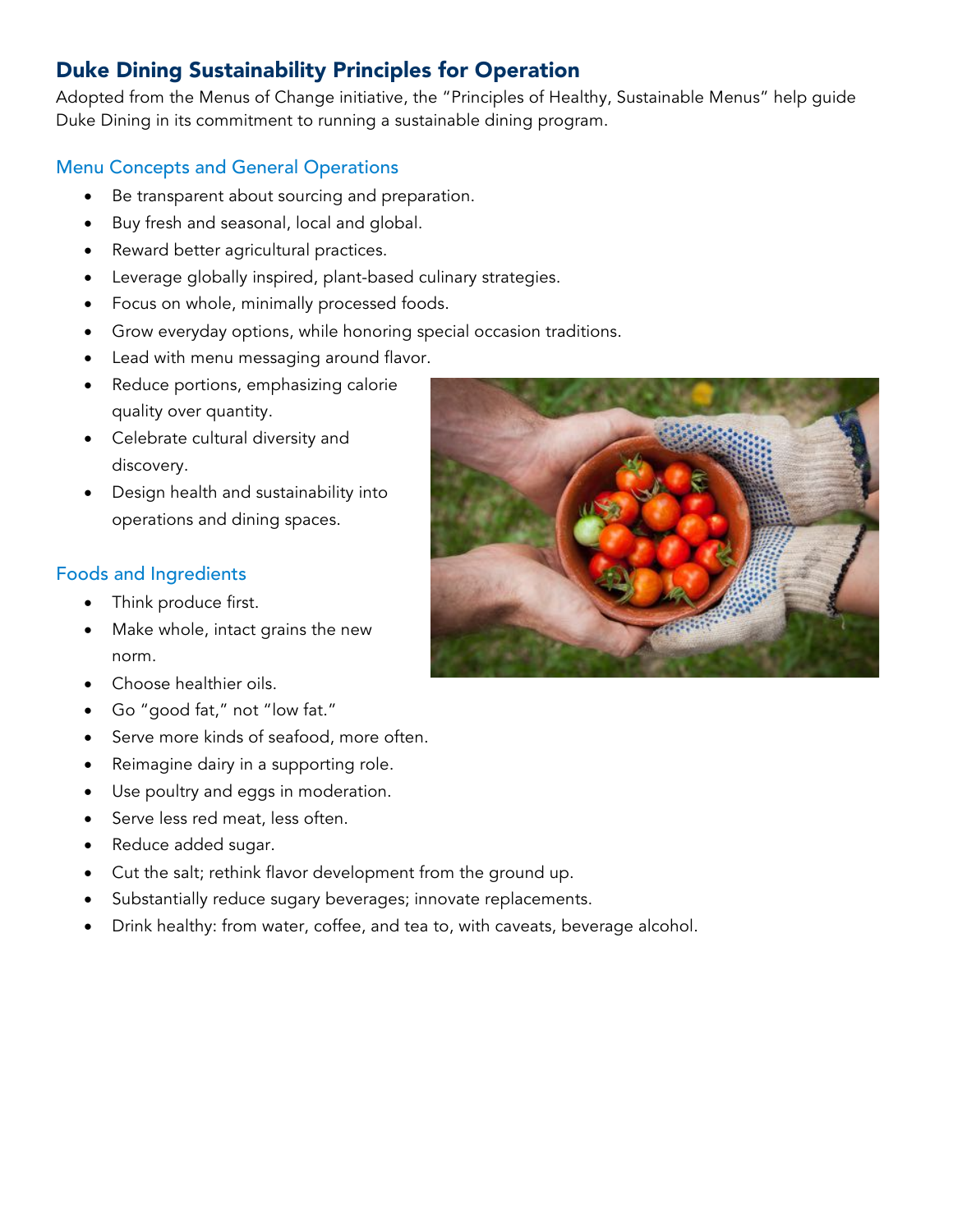## Duke Dining Sustainability Principles for Operation

Adopted from the Menus of Change initiative, the "Principles of Healthy, Sustainable Menus" help guide Duke Dining in its commitment to running a sustainable dining program.

### Menu Concepts and General Operations

- Be transparent about sourcing and preparation.
- Buy fresh and seasonal, local and global.
- Reward better agricultural practices.
- Leverage globally inspired, plant-based culinary strategies.
- Focus on whole, minimally processed foods.
- Grow everyday options, while honoring special occasion traditions.
- Lead with menu messaging around flavor.
- Reduce portions, emphasizing calorie quality over quantity.
- Celebrate cultural diversity and discovery.
- Design health and sustainability into operations and dining spaces.

### Foods and Ingredients

- Think produce first.
- Make whole, intact grains the new norm.
- Choose healthier oils.
- Go "good fat," not "low fat."
- Serve more kinds of seafood, more often.
- Reimagine dairy in a supporting role.
- Use poultry and eggs in moderation.
- Serve less red meat, less often.
- Reduce added sugar.
- Cut the salt; rethink flavor development from the ground up.
- Substantially reduce sugary beverages; innovate replacements.
- Drink healthy: from water, coffee, and tea to, with caveats, beverage alcohol.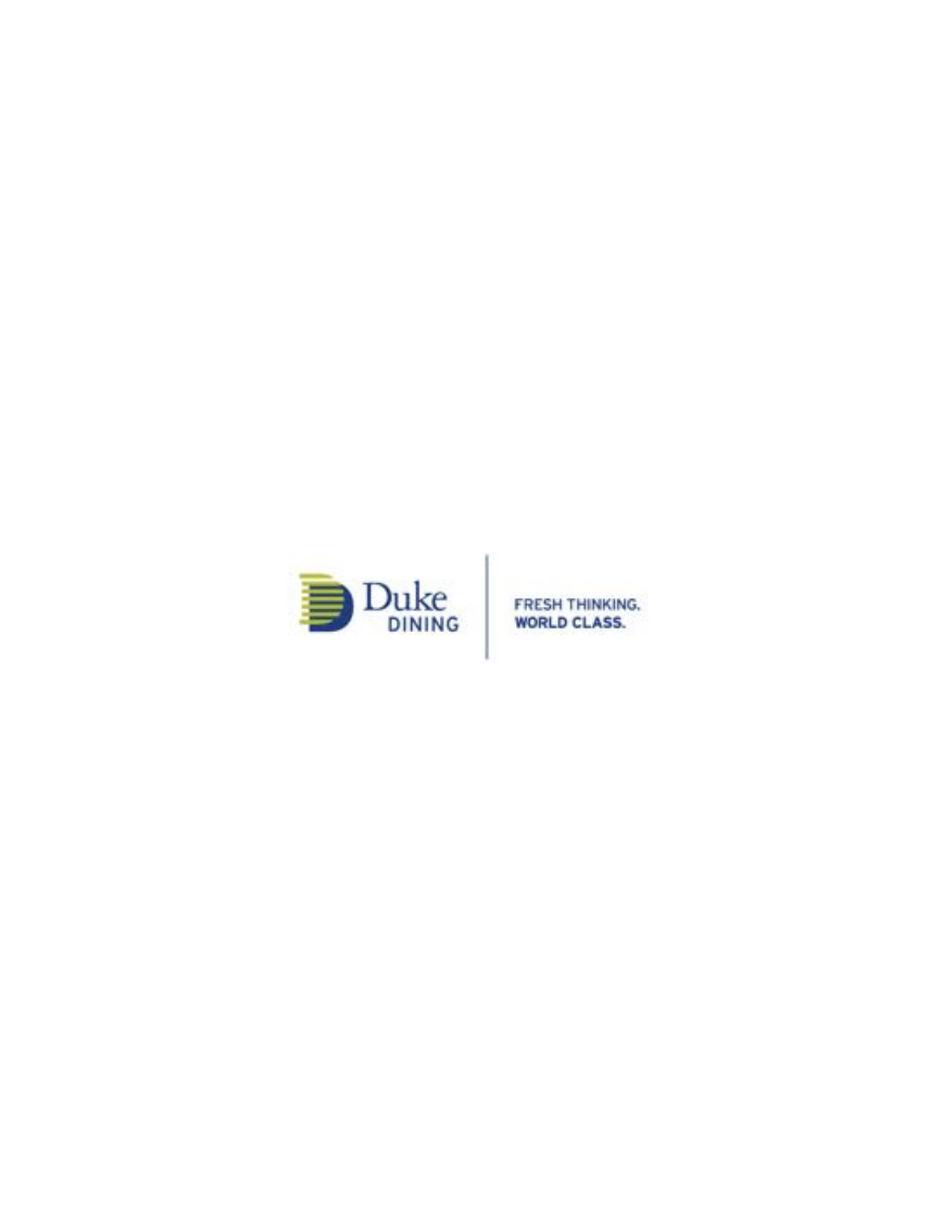Duke
DINING

FRESH THINKING.
WORLD CLASS.